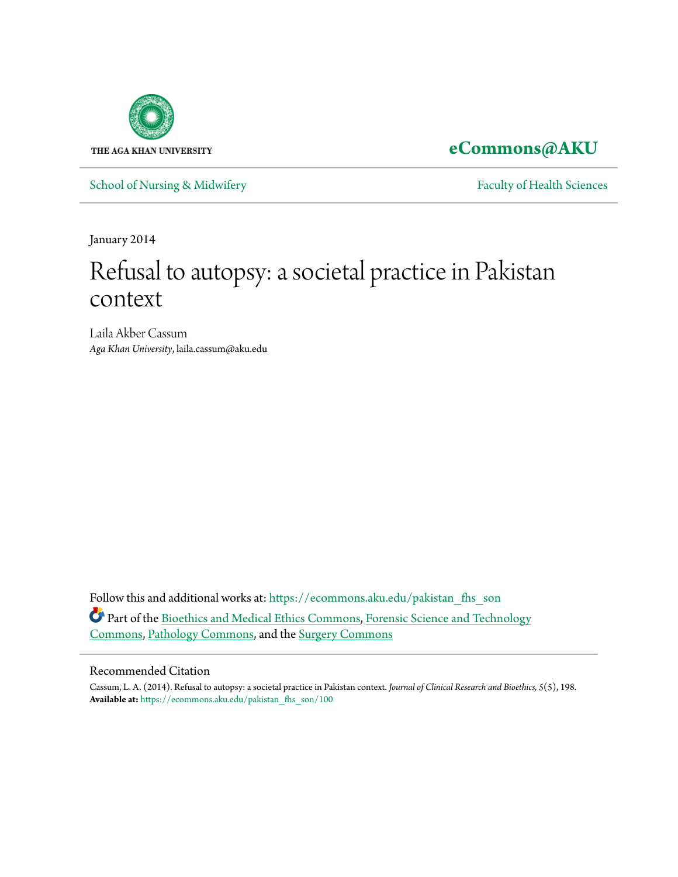THE AGA KHAN UNIVERSITY

**eCommons@AKU**

School of Nursing & Midwifery | Faculty of Health Sciences

January 2014

# Refusal to autopsy: a societal practice in Pakistan context

Laila Akber Cassum
*Aga Khan University*, laila.cassum@aku.edu

Follow this and additional works at: https://ecommons.aku.edu/pakistan_fhs_son

Part of the Bioethics and Medical Ethics Commons, Forensic Science and Technology Commons, Pathology Commons, and the Surgery Commons

## Recommended Citation

Cassum, L. A. (2014). Refusal to autopsy: a societal practice in Pakistan context. *Journal of Clinical Research and Bioethics, 5*(5), 198.
**Available at:** https://ecommons.aku.edu/pakistan_fhs_son/100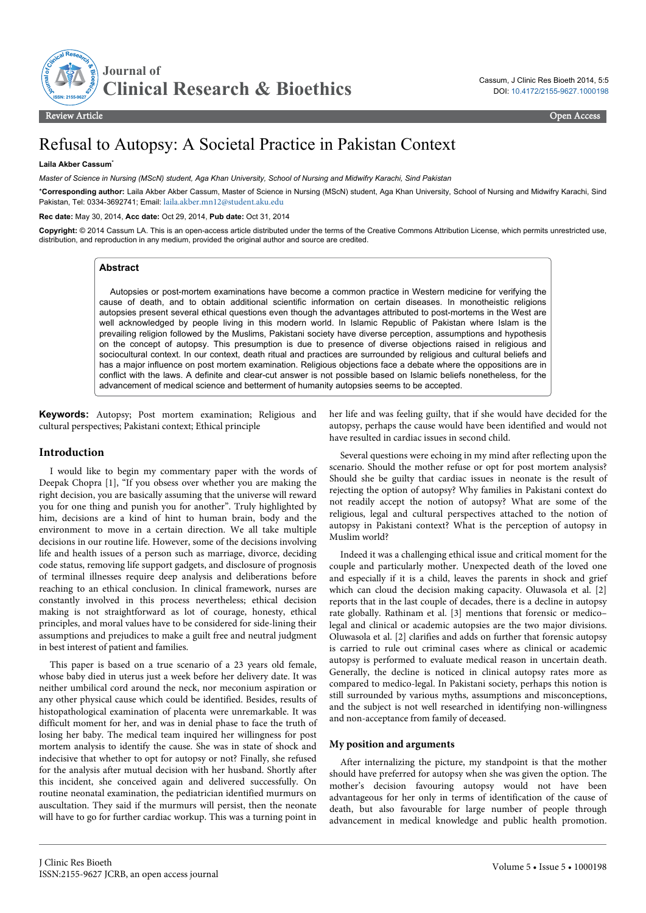# Refusal to Autopsy: A Societal Practice in Pakistan Context

**Laila Akber Cassum***

*Master of Science in Nursing (MScN) student, Aga Khan University, School of Nursing and Midwifry Karachi, Sind Pakistan*

***Corresponding author:** Laila Akber Akber Cassum, Master of Science in Nursing (MScN) student, Aga Khan University, School of Nursing and Midwifry Karachi, Sind Pakistan, Tel: 0334-3692741; Email: laila.akber.mn12@student.aku.edu

**Rec date:** May 30, 2014, **Acc date:** Oct 29, 2014, **Pub date:** Oct 31, 2014

**Copyright:** © 2014 Cassum LA. This is an open-access article distributed under the terms of the Creative Commons Attribution License, which permits unrestricted use, distribution, and reproduction in any medium, provided the original author and source are credited.

## Abstract

Autopsies or post-mortem examinations have become a common practice in Western medicine for verifying the cause of death, and to obtain additional scientific information on certain diseases. In monotheistic religions autopsies present several ethical questions even though the advantages attributed to post-mortems in the West are well acknowledged by people living in this modern world. In Islamic Republic of Pakistan where Islam is the prevailing religion followed by the Muslims, Pakistani society have diverse perception, assumptions and hypothesis on the concept of autopsy. This presumption is due to presence of diverse objections raised in religious and sociocultural context. In our context, death ritual and practices are surrounded by religious and cultural beliefs and has a major influence on post mortem examination. Religious objections face a debate where the oppositions are in conflict with the laws. A definite and clear-cut answer is not possible based on Islamic beliefs nonetheless, for the advancement of medical science and betterment of humanity autopsies seems to be accepted.

**Keywords:** Autopsy; Post mortem examination; Religious and cultural perspectives; Pakistani context; Ethical principle

## Introduction

I would like to begin my commentary paper with the words of Deepak Chopra [1], "If you obsess over whether you are making the right decision, you are basically assuming that the universe will reward you for one thing and punish you for another". Truly highlighted by him, decisions are a kind of hint to human brain, body and the environment to move in a certain direction. We all take multiple decisions in our routine life. However, some of the decisions involving life and health issues of a person such as marriage, divorce, deciding code status, removing life support gadgets, and disclosure of prognosis of terminal illnesses require deep analysis and deliberations before reaching to an ethical conclusion. In clinical framework, nurses are constantly involved in this process nevertheless; ethical decision making is not straightforward as lot of courage, honesty, ethical principles, and moral values have to be considered for side-lining their assumptions and prejudices to make a guilt free and neutral judgment in best interest of patient and families.

This paper is based on a true scenario of a 23 years old female, whose baby died in uterus just a week before her delivery date. It was neither umbilical cord around the neck, nor meconium aspiration or any other physical cause which could be identified. Besides, results of histopathological examination of placenta were unremarkable. It was difficult moment for her, and was in denial phase to face the truth of losing her baby. The medical team inquired her willingness for post mortem analysis to identify the cause. She was in state of shock and indecisive that whether to opt for autopsy or not? Finally, she refused for the analysis after mutual decision with her husband. Shortly after this incident, she conceived again and delivered successfully. On routine neonatal examination, the pediatrician identified murmurs on auscultation. They said if the murmurs will persist, then the neonate will have to go for further cardiac workup. This was a turning point in her life and was feeling guilty, that if she would have decided for the autopsy, perhaps the cause would have been identified and would not have resulted in cardiac issues in second child.

Several questions were echoing in my mind after reflecting upon the scenario. Should the mother refuse or opt for post mortem analysis? Should she be guilty that cardiac issues in neonate is the result of rejecting the option of autopsy? Why families in Pakistani context do not readily accept the notion of autopsy? What are some of the religious, legal and cultural perspectives attached to the notion of autopsy in Pakistani context? What is the perception of autopsy in Muslim world?

Indeed it was a challenging ethical issue and critical moment for the couple and particularly mother. Unexpected death of the loved one and especially if it is a child, leaves the parents in shock and grief which can cloud the decision making capacity. Oluwasola et al. [2] reports that in the last couple of decades, there is a decline in autopsy rate globally. Rathinam et al. [3] mentions that forensic or medico–legal and clinical or academic autopsies are the two major divisions. Oluwasola et al. [2] clarifies and adds on further that forensic autopsy is carried to rule out criminal cases where as clinical or academic autopsy is performed to evaluate medical reason in uncertain death. Generally, the decline is noticed in clinical autopsy rates more as compared to medico-legal. In Pakistani society, perhaps this notion is still surrounded by various myths, assumptions and misconceptions, and the subject is not well researched in identifying non-willingness and non-acceptance from family of deceased.

### My position and arguments

After internalizing the picture, my standpoint is that the mother should have preferred for autopsy when she was given the option. The mother's decision favouring autopsy would not have been advantageous for her only in terms of identification of the cause of death, but also favourable for large number of people through advancement in medical knowledge and public health promotion.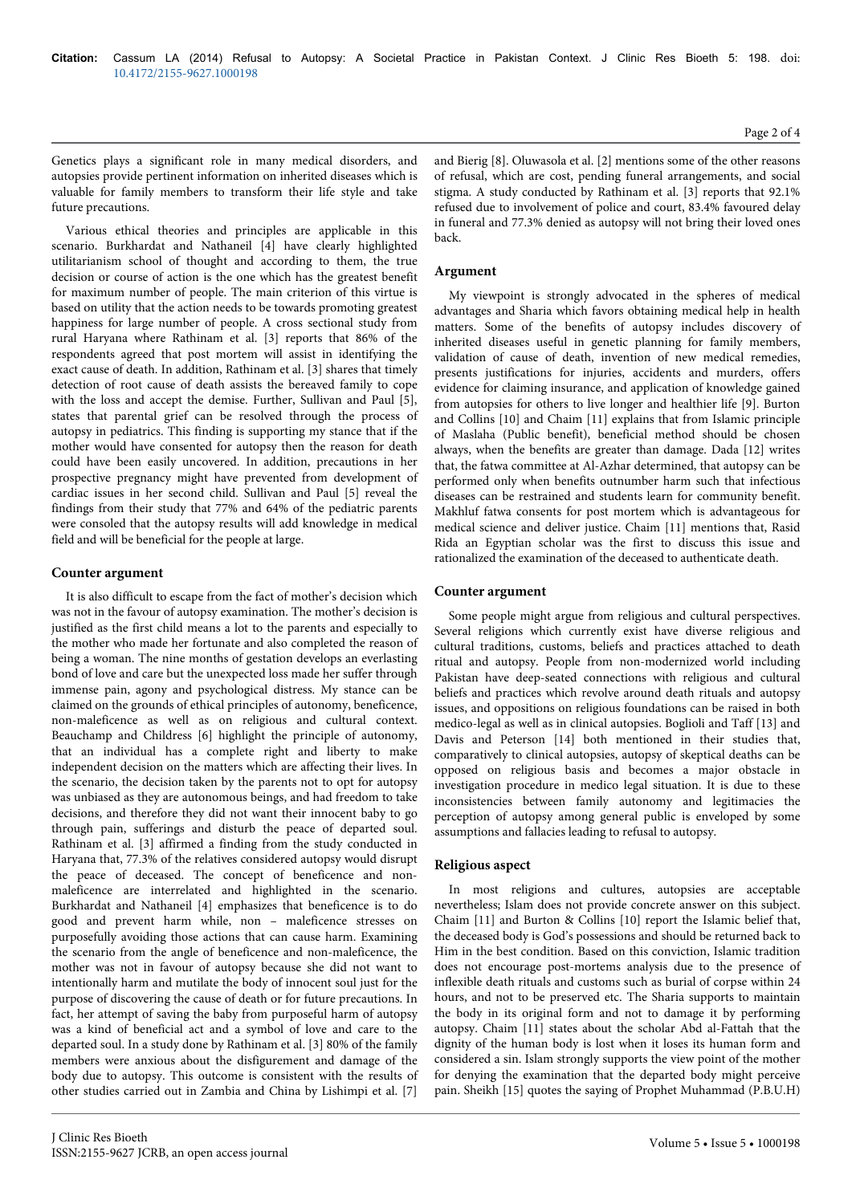Genetics plays a significant role in many medical disorders, and autopsies provide pertinent information on inherited diseases which is valuable for family members to transform their life style and take future precautions.

Various ethical theories and principles are applicable in this scenario. Burkhardat and Nathaneil [4] have clearly highlighted utilitarianism school of thought and according to them, the true decision or course of action is the one which has the greatest benefit for maximum number of people. The main criterion of this virtue is based on utility that the action needs to be towards promoting greatest happiness for large number of people. A cross sectional study from rural Haryana where Rathinam et al. [3] reports that 86% of the respondents agreed that post mortem will assist in identifying the exact cause of death. In addition, Rathinam et al. [3] shares that timely detection of root cause of death assists the bereaved family to cope with the loss and accept the demise. Further, Sullivan and Paul [5], states that parental grief can be resolved through the process of autopsy in pediatrics. This finding is supporting my stance that if the mother would have consented for autopsy then the reason for death could have been easily uncovered. In addition, precautions in her prospective pregnancy might have prevented from development of cardiac issues in her second child. Sullivan and Paul [5] reveal the findings from their study that 77% and 64% of the pediatric parents were consoled that the autopsy results will add knowledge in medical field and will be beneficial for the people at large.

## Counter argument

It is also difficult to escape from the fact of mother's decision which was not in the favour of autopsy examination. The mother's decision is justified as the first child means a lot to the parents and especially to the mother who made her fortunate and also completed the reason of being a woman. The nine months of gestation develops an everlasting bond of love and care but the unexpected loss made her suffer through immense pain, agony and psychological distress. My stance can be claimed on the grounds of ethical principles of autonomy, beneficence, non-maleficence as well as on religious and cultural context. Beauchamp and Childress [6] highlight the principle of autonomy, that an individual has a complete right and liberty to make independent decision on the matters which are affecting their lives. In the scenario, the decision taken by the parents not to opt for autopsy was unbiased as they are autonomous beings, and had freedom to take decisions, and therefore they did not want their innocent baby to go through pain, sufferings and disturb the peace of departed soul. Rathinam et al. [3] affirmed a finding from the study conducted in Haryana that, 77.3% of the relatives considered autopsy would disrupt the peace of deceased. The concept of beneficence and non-maleficence are interrelated and highlighted in the scenario. Burkhardat and Nathaneil [4] emphasizes that beneficence is to do good and prevent harm while, non – maleficence stresses on purposefully avoiding those actions that can cause harm. Examining the scenario from the angle of beneficence and non-maleficence, the mother was not in favour of autopsy because she did not want to intentionally harm and mutilate the body of innocent soul just for the purpose of discovering the cause of death or for future precautions. In fact, her attempt of saving the baby from purposeful harm of autopsy was a kind of beneficial act and a symbol of love and care to the departed soul. In a study done by Rathinam et al. [3] 80% of the family members were anxious about the disfigurement and damage of the body due to autopsy. This outcome is consistent with the results of other studies carried out in Zambia and China by Lishimpi et al. [7] and Bierig [8]. Oluwasola et al. [2] mentions some of the other reasons of refusal, which are cost, pending funeral arrangements, and social stigma. A study conducted by Rathinam et al. [3] reports that 92.1% refused due to involvement of police and court, 83.4% favoured delay in funeral and 77.3% denied as autopsy will not bring their loved ones back.

## Argument

My viewpoint is strongly advocated in the spheres of medical advantages and Sharia which favors obtaining medical help in health matters. Some of the benefits of autopsy includes discovery of inherited diseases useful in genetic planning for family members, validation of cause of death, invention of new medical remedies, presents justifications for injuries, accidents and murders, offers evidence for claiming insurance, and application of knowledge gained from autopsies for others to live longer and healthier life [9]. Burton and Collins [10] and Chaim [11] explains that from Islamic principle of Maslaha (Public benefit), beneficial method should be chosen always, when the benefits are greater than damage. Dada [12] writes that, the fatwa committee at Al-Azhar determined, that autopsy can be performed only when benefits outnumber harm such that infectious diseases can be restrained and students learn for community benefit. Makhluf fatwa consents for post mortem which is advantageous for medical science and deliver justice. Chaim [11] mentions that, Rasid Rida an Egyptian scholar was the first to discuss this issue and rationalized the examination of the deceased to authenticate death.

## Counter argument

Some people might argue from religious and cultural perspectives. Several religions which currently exist have diverse religious and cultural traditions, customs, beliefs and practices attached to death ritual and autopsy. People from non-modernized world including Pakistan have deep-seated connections with religious and cultural beliefs and practices which revolve around death rituals and autopsy issues, and oppositions on religious foundations can be raised in both medico-legal as well as in clinical autopsies. Boglioli and Taff [13] and Davis and Peterson [14] both mentioned in their studies that, comparatively to clinical autopsies, autopsy of skeptical deaths can be opposed on religious basis and becomes a major obstacle in investigation procedure in medico legal situation. It is due to these inconsistencies between family autonomy and legitimacies the perception of autopsy among general public is enveloped by some assumptions and fallacies leading to refusal to autopsy.

## Religious aspect

In most religions and cultures, autopsies are acceptable nevertheless; Islam does not provide concrete answer on this subject. Chaim [11] and Burton & Collins [10] report the Islamic belief that, the deceased body is God's possessions and should be returned back to Him in the best condition. Based on this conviction, Islamic tradition does not encourage post-mortems analysis due to the presence of inflexible death rituals and customs such as burial of corpse within 24 hours, and not to be preserved etc. The Sharia supports to maintain the body in its original form and not to damage it by performing autopsy. Chaim [11] states about the scholar Abd al-Fattah that the dignity of the human body is lost when it loses its human form and considered a sin. Islam strongly supports the view point of the mother for denying the examination that the departed body might perceive pain. Sheikh [15] quotes the saying of Prophet Muhammad (P.B.U.H)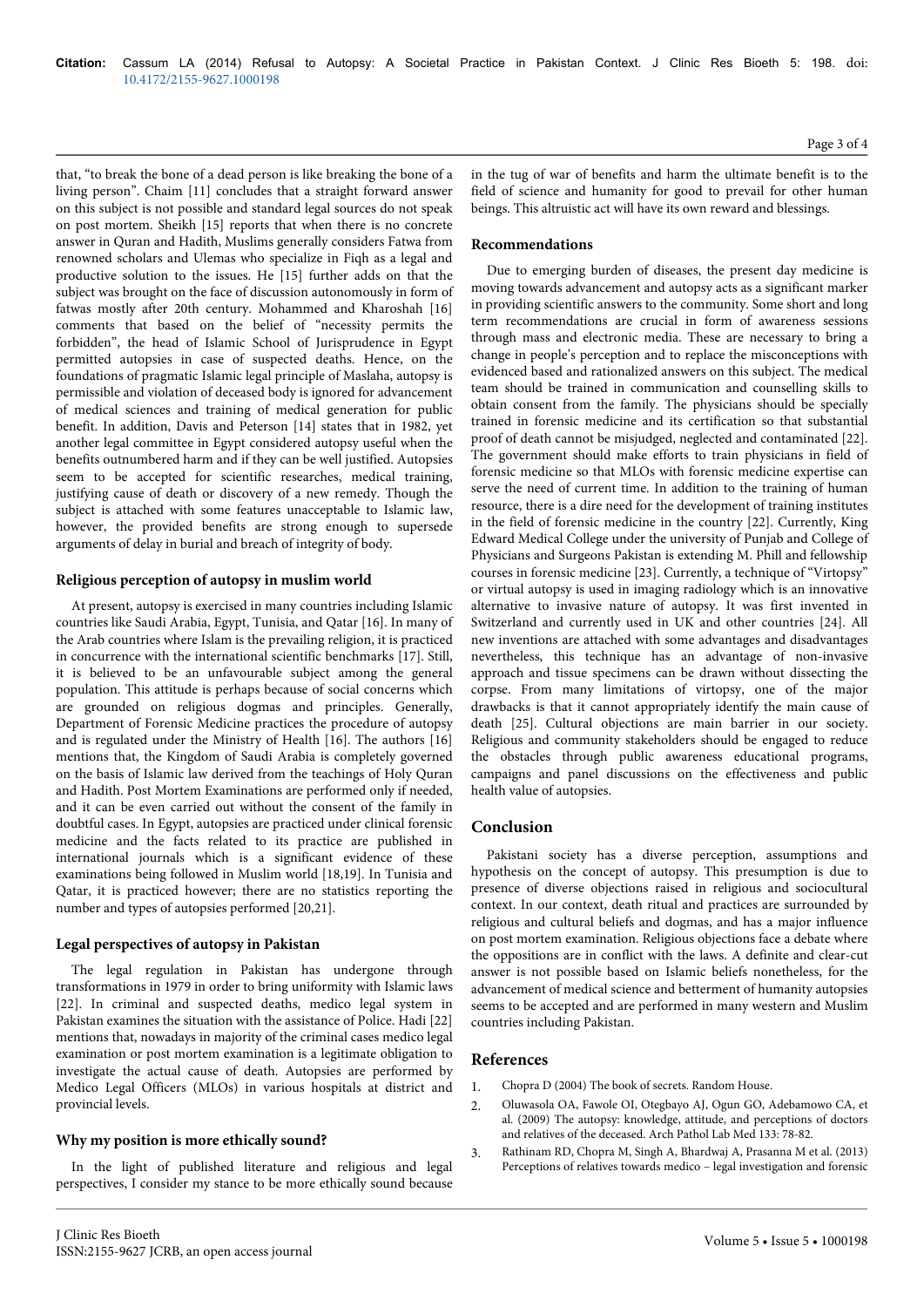that, "to break the bone of a dead person is like breaking the bone of a living person". Chaim [11] concludes that a straight forward answer on this subject is not possible and standard legal sources do not speak on post mortem. Sheikh [15] reports that when there is no concrete answer in Quran and Hadith, Muslims generally considers Fatwa from renowned scholars and Ulemas who specialize in Fiqh as a legal and productive solution to the issues. He [15] further adds on that the subject was brought on the face of discussion autonomously in form of fatwas mostly after 20th century. Mohammed and Kharoshah [16] comments that based on the belief of "necessity permits the forbidden", the head of Islamic School of Jurisprudence in Egypt permitted autopsies in case of suspected deaths. Hence, on the foundations of pragmatic Islamic legal principle of Maslaha, autopsy is permissible and violation of deceased body is ignored for advancement of medical sciences and training of medical generation for public benefit. In addition, Davis and Peterson [14] states that in 1982, yet another legal committee in Egypt considered autopsy useful when the benefits outnumbered harm and if they can be well justified. Autopsies seem to be accepted for scientific researches, medical training, justifying cause of death or discovery of a new remedy. Though the subject is attached with some features unacceptable to Islamic law, however, the provided benefits are strong enough to supersede arguments of delay in burial and breach of integrity of body.

### Religious perception of autopsy in muslim world

At present, autopsy is exercised in many countries including Islamic countries like Saudi Arabia, Egypt, Tunisia, and Qatar [16]. In many of the Arab countries where Islam is the prevailing religion, it is practiced in concurrence with the international scientific benchmarks [17]. Still, it is believed to be an unfavourable subject among the general population. This attitude is perhaps because of social concerns which are grounded on religious dogmas and principles. Generally, Department of Forensic Medicine practices the procedure of autopsy and is regulated under the Ministry of Health [16]. The authors [16] mentions that, the Kingdom of Saudi Arabia is completely governed on the basis of Islamic law derived from the teachings of Holy Quran and Hadith. Post Mortem Examinations are performed only if needed, and it can be even carried out without the consent of the family in doubtful cases. In Egypt, autopsies are practiced under clinical forensic medicine and the facts related to its practice are published in international journals which is a significant evidence of these examinations being followed in Muslim world [18,19]. In Tunisia and Qatar, it is practiced however; there are no statistics reporting the number and types of autopsies performed [20,21].

### Legal perspectives of autopsy in Pakistan

The legal regulation in Pakistan has undergone through transformations in 1979 in order to bring uniformity with Islamic laws [22]. In criminal and suspected deaths, medico legal system in Pakistan examines the situation with the assistance of Police. Hadi [22] mentions that, nowadays in majority of the criminal cases medico legal examination or post mortem examination is a legitimate obligation to investigate the actual cause of death. Autopsies are performed by Medico Legal Officers (MLOs) in various hospitals at district and provincial levels.

### Why my position is more ethically sound?

In the light of published literature and religious and legal perspectives, I consider my stance to be more ethically sound because in the tug of war of benefits and harm the ultimate benefit is to the field of science and humanity for good to prevail for other human beings. This altruistic act will have its own reward and blessings.

### Recommendations

Due to emerging burden of diseases, the present day medicine is moving towards advancement and autopsy acts as a significant marker in providing scientific answers to the community. Some short and long term recommendations are crucial in form of awareness sessions through mass and electronic media. These are necessary to bring a change in people's perception and to replace the misconceptions with evidenced based and rationalized answers on this subject. The medical team should be trained in communication and counselling skills to obtain consent from the family. The physicians should be specially trained in forensic medicine and its certification so that substantial proof of death cannot be misjudged, neglected and contaminated [22]. The government should make efforts to train physicians in field of forensic medicine so that MLOs with forensic medicine expertise can serve the need of current time. In addition to the training of human resource, there is a dire need for the development of training institutes in the field of forensic medicine in the country [22]. Currently, King Edward Medical College under the university of Punjab and College of Physicians and Surgeons Pakistan is extending M. Phill and fellowship courses in forensic medicine [23]. Currently, a technique of "Virtopsy" or virtual autopsy is used in imaging radiology which is an innovative alternative to invasive nature of autopsy. It was first invented in Switzerland and currently used in UK and other countries [24]. All new inventions are attached with some advantages and disadvantages nevertheless, this technique has an advantage of non-invasive approach and tissue specimens can be drawn without dissecting the corpse. From many limitations of virtopsy, one of the major drawbacks is that it cannot appropriately identify the main cause of death [25]. Cultural objections are main barrier in our society. Religious and community stakeholders should be engaged to reduce the obstacles through public awareness educational programs, campaigns and panel discussions on the effectiveness and public health value of autopsies.

## Conclusion

Pakistani society has a diverse perception, assumptions and hypothesis on the concept of autopsy. This presumption is due to presence of diverse objections raised in religious and sociocultural context. In our context, death ritual and practices are surrounded by religious and cultural beliefs and dogmas, and has a major influence on post mortem examination. Religious objections face a debate where the oppositions are in conflict with the laws. A definite and clear-cut answer is not possible based on Islamic beliefs nonetheless, for the advancement of medical science and betterment of humanity autopsies seems to be accepted and are performed in many western and Muslim countries including Pakistan.

## References

1. Chopra D (2004) The book of secrets. Random House.
2. Oluwasola OA, Fawole OI, Otegbayo AJ, Ogun GO, Adebamowo CA, et al. (2009) The autopsy: knowledge, attitude, and perceptions of doctors and relatives of the deceased. Arch Pathol Lab Med 133: 78-82.
3. Rathinam RD, Chopra M, Singh A, Bhardwaj A, Prasanna M et al. (2013) Perceptions of relatives towards medico – legal investigation and forensic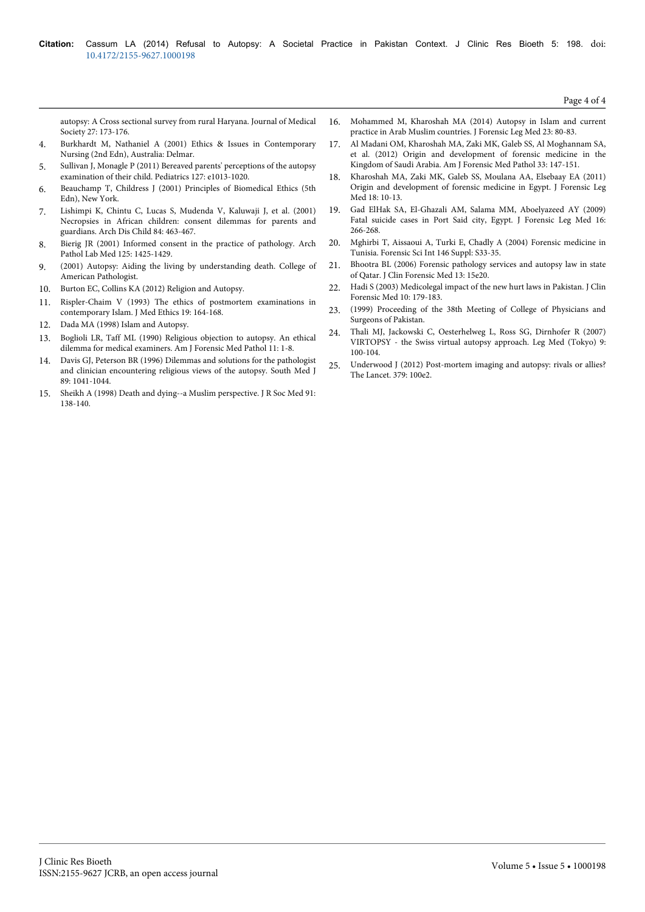autopsy: A Cross sectional survey from rural Haryana. Journal of Medical Society 27: 173-176.

4. Burkhardt M, Nathaniel A (2001) Ethics & Issues in Contemporary Nursing (2nd Edn), Australia: Delmar.
5. Sullivan J, Monagle P (2011) Bereaved parents' perceptions of the autopsy examination of their child. Pediatrics 127: e1013-1020.
6. Beauchamp T, Childress J (2001) Principles of Biomedical Ethics (5th Edn), New York.
7. Lishimpi K, Chintu C, Lucas S, Mudenda V, Kaluwaji J, et al. (2001) Necropsies in African children: consent dilemmas for parents and guardians. Arch Dis Child 84: 463-467.
8. Bierig JR (2001) Informed consent in the practice of pathology. Arch Pathol Lab Med 125: 1425-1429.
9. (2001) Autopsy: Aiding the living by understanding death. College of American Pathologist.
10. Burton EC, Collins KA (2012) Religion and Autopsy.
11. Rispler-Chaim V (1993) The ethics of postmortem examinations in contemporary Islam. J Med Ethics 19: 164-168.
12. Dada MA (1998) Islam and Autopsy.
13. Boglioli LR, Taff ML (1990) Religious objection to autopsy. An ethical dilemma for medical examiners. Am J Forensic Med Pathol 11: 1-8.
14. Davis GJ, Peterson BR (1996) Dilemmas and solutions for the pathologist and clinician encountering religious views of the autopsy. South Med J 89: 1041-1044.
15. Sheikh A (1998) Death and dying--a Muslim perspective. J R Soc Med 91: 138-140.
16. Mohammed M, Kharoshah MA (2014) Autopsy in Islam and current practice in Arab Muslim countries. J Forensic Leg Med 23: 80-83.
17. Al Madani OM, Kharoshah MA, Zaki MK, Galeb SS, Al Moghannam SA, et al. (2012) Origin and development of forensic medicine in the Kingdom of Saudi Arabia. Am J Forensic Med Pathol 33: 147-151.
18. Kharoshah MA, Zaki MK, Galeb SS, Moulana AA, Elsebaay EA (2011) Origin and development of forensic medicine in Egypt. J Forensic Leg Med 18: 10-13.
19. Gad ElHak SA, El-Ghazali AM, Salama MM, Aboelyazeed AY (2009) Fatal suicide cases in Port Said city, Egypt. J Forensic Leg Med 16: 266-268.
20. Mghirbi T, Aissaoui A, Turki E, Chadly A (2004) Forensic medicine in Tunisia. Forensic Sci Int 146 Suppl: S33-35.
21. Bhootra BL (2006) Forensic pathology services and autopsy law in state of Qatar. J Clin Forensic Med 13: 15e20.
22. Hadi S (2003) Medicolegal impact of the new hurt laws in Pakistan. J Clin Forensic Med 10: 179-183.
23. (1999) Proceeding of the 38th Meeting of College of Physicians and Surgeons of Pakistan.
24. Thali MJ, Jackowski C, Oesterhelweg L, Ross SG, Dirnhofer R (2007) VIRTOPSY - the Swiss virtual autopsy approach. Leg Med (Tokyo) 9: 100-104.
25. Underwood J (2012) Post-mortem imaging and autopsy: rivals or allies? The Lancet. 379: 100e2.